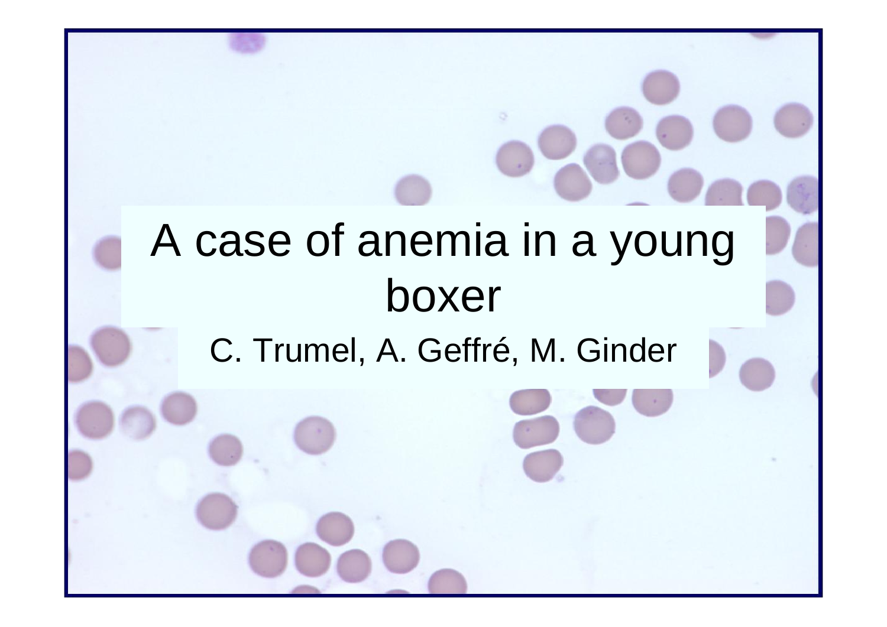# A case of anemia in a young boxer

C. Trumel, A. Geffré, M. Ginder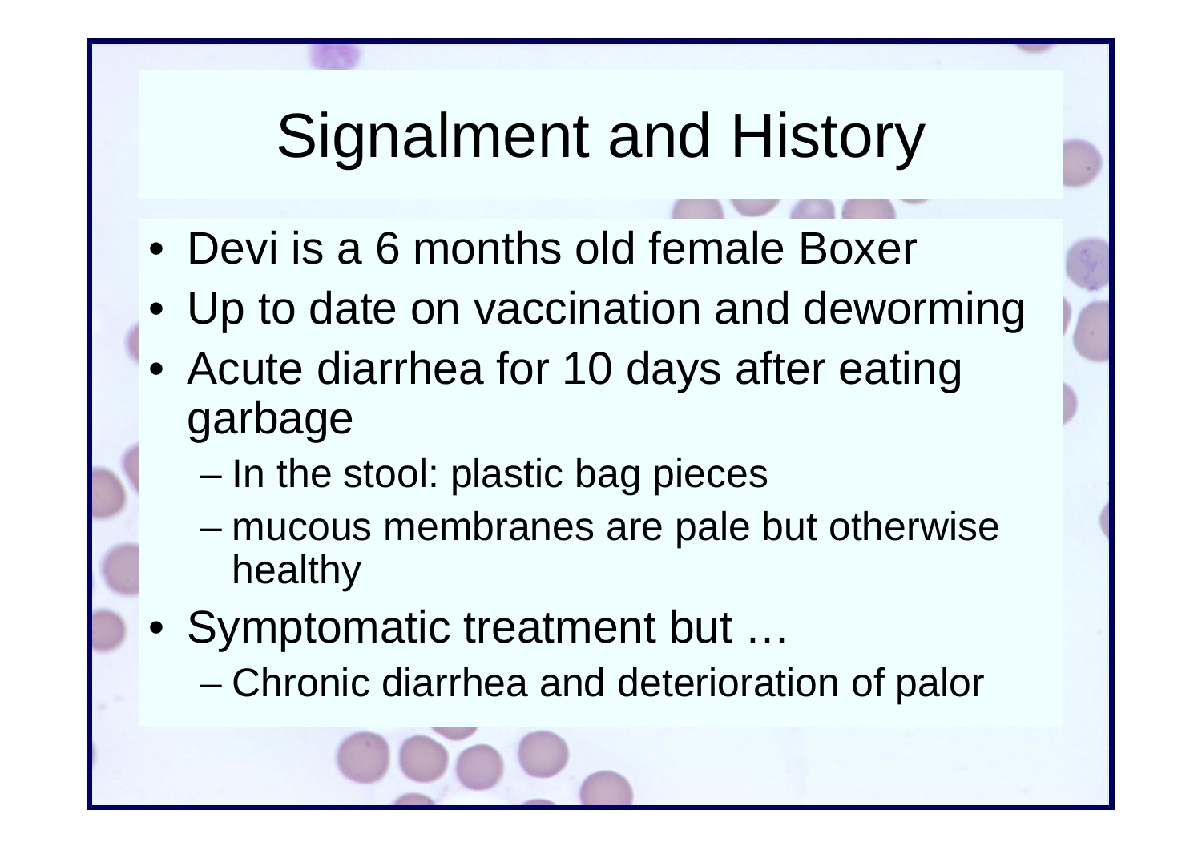# Signalment and History

- Devi is a 6 months old female Boxer
- Up to date on vaccination and deworming
- Acute diarrhea for 10 days after eating garbage
  - In the stool: plastic bag pieces
  - mucous membranes are pale but otherwise healthy
- Symptomatic treatment but …
  - Chronic diarrhea and deterioration of palor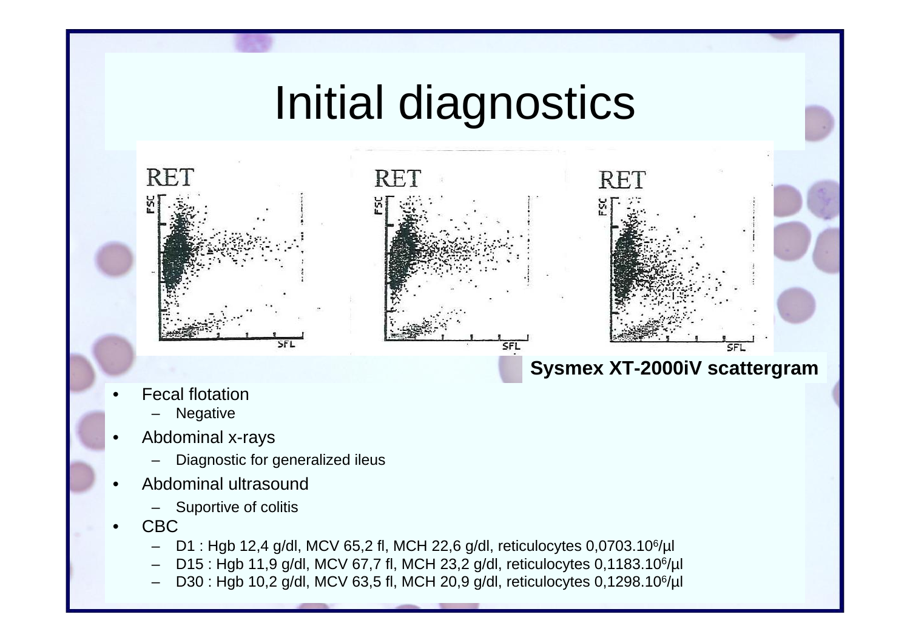# Initial diagnostics

Sysmex XT-2000iV scattergram

- Fecal flotation
  - Negative
- Abdominal x-rays
  - Diagnostic for generalized ileus
- Abdominal ultrasound
  - Suportive of colitis
- CBC
  - D1 : Hgb 12,4 g/dl, MCV 65,2 fl, MCH 22,6 g/dl, reticulocytes $0{,}0703.10^6/\mu l$
  - D15 : Hgb 11,9 g/dl, MCV 67,7 fl, MCH 23,2 g/dl, reticulocytes $0{,}1183.10^6/\mu l$
  - D30 : Hgb 10,2 g/dl, MCV 63,5 fl, MCH 20,9 g/dl, reticulocytes $0{,}1298.10^6/\mu l$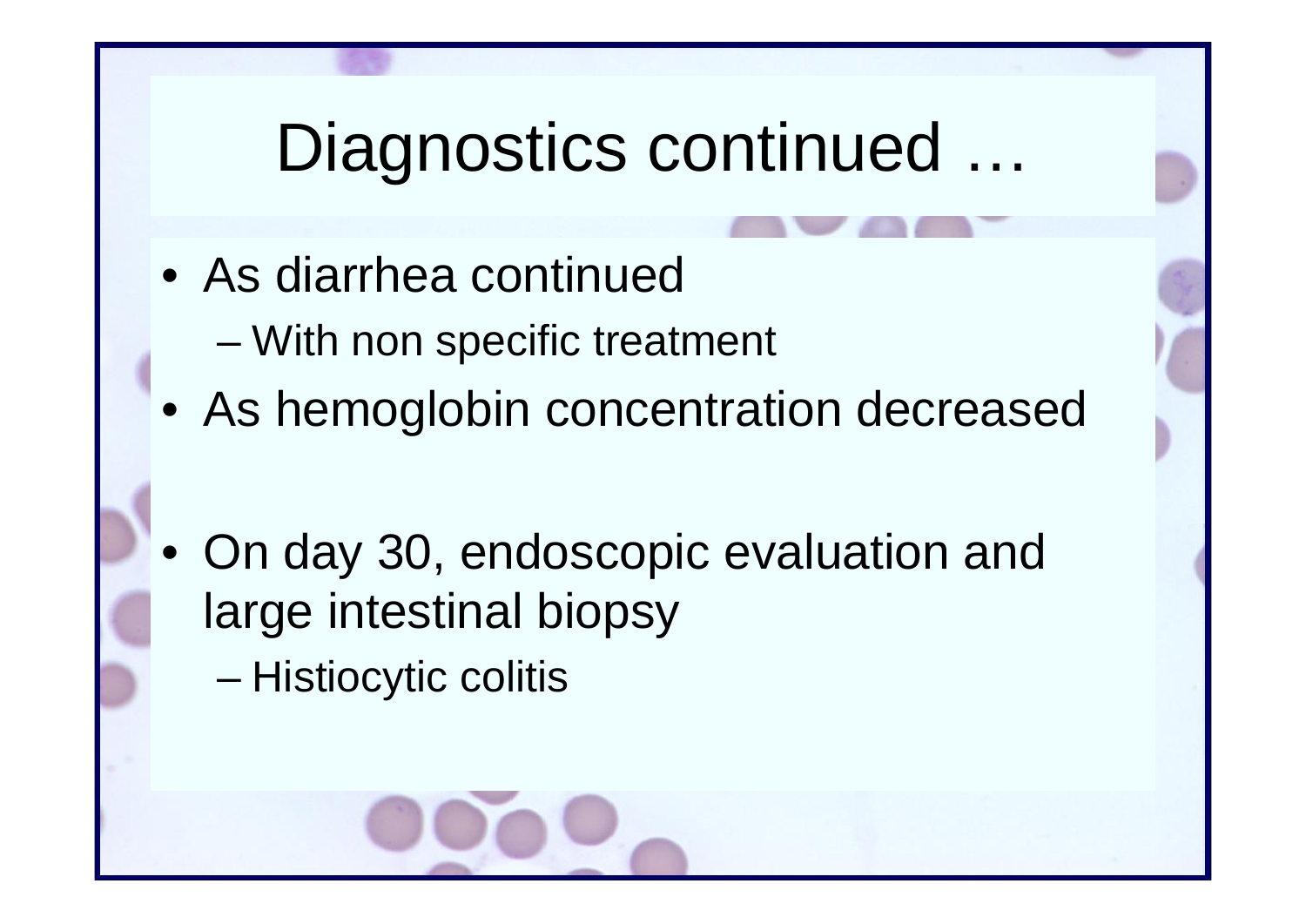# Diagnostics continued …

- As diarrhea continued
  - With non specific treatment
- As hemoglobin concentration decreased

- On day 30, endoscopic evaluation and large intestinal biopsy
  - Histiocytic colitis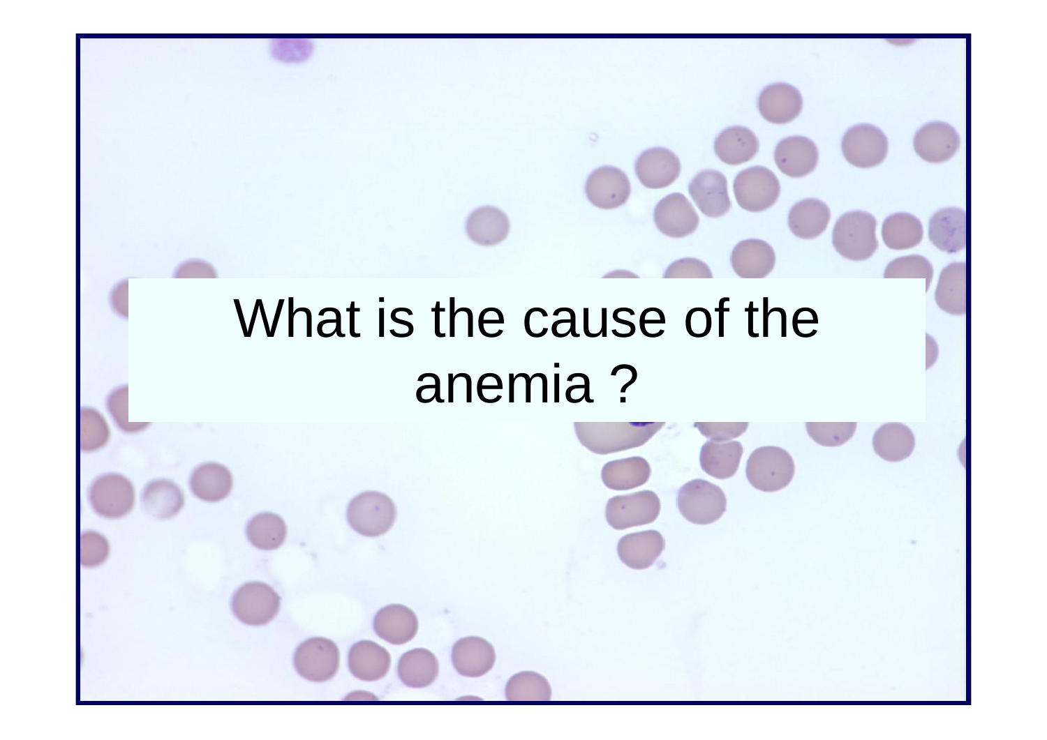What is the cause of the anemia ?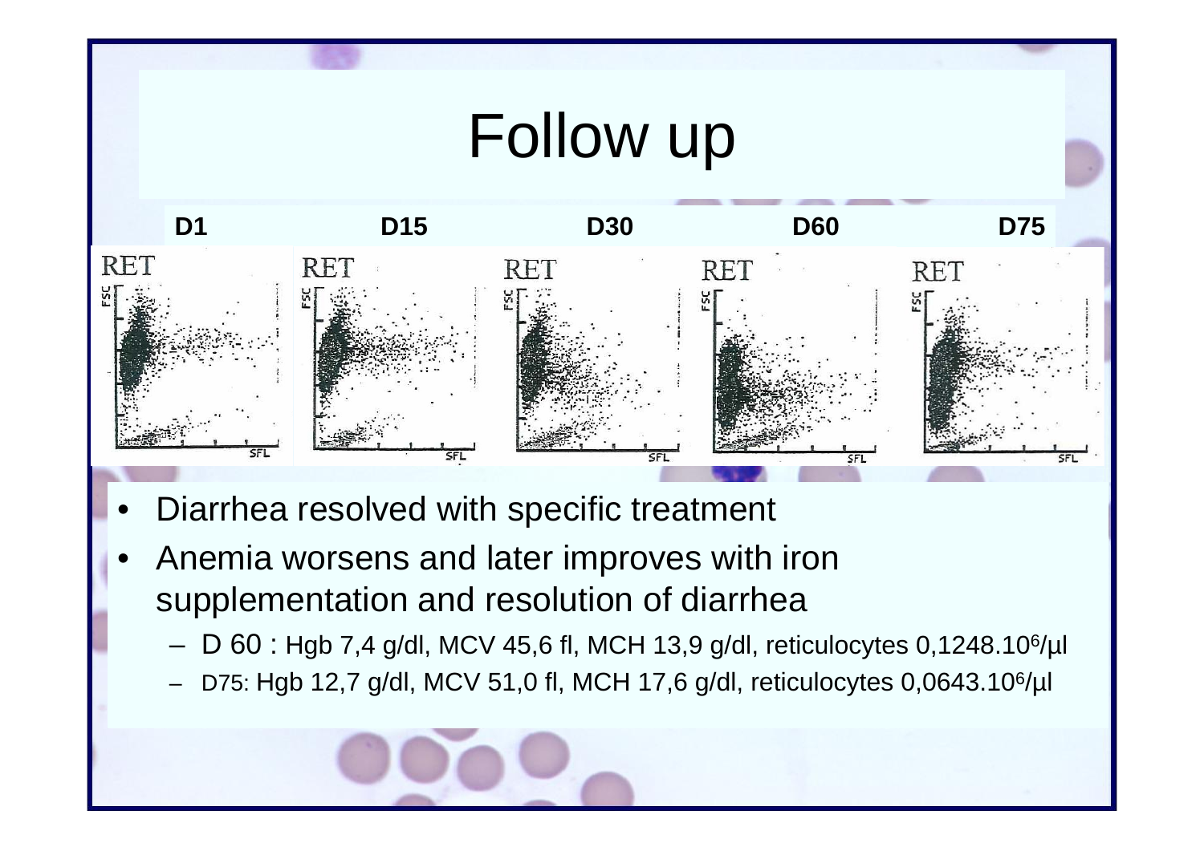# Follow up

D1 | D15 | D30 | D60 | D75

- Diarrhea resolved with specific treatment
- Anemia worsens and later improves with iron supplementation and resolution of diarrhea
  - D 60 : Hgb 7,4 g/dl, MCV 45,6 fl, MCH 13,9 g/dl, reticulocytes $0{,}1248.10^6$/µl
  - D75: Hgb 12,7 g/dl, MCV 51,0 fl, MCH 17,6 g/dl, reticulocytes $0{,}0643.10^6$/µl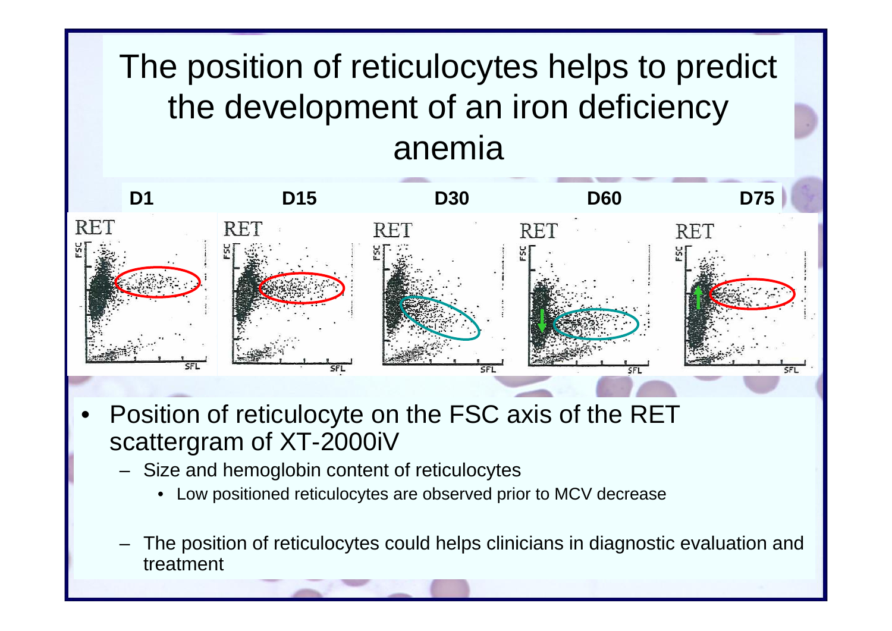# The position of reticulocytes helps to predict the development of an iron deficiency anemia

D1 D15 D30 D60 D75

RET RET RET RET RET

FSC SFL

- Position of reticulocyte on the FSC axis of the RET scattergram of XT-2000iV
  - Size and hemoglobin content of reticulocytes
    - Low positioned reticulocytes are observed prior to MCV decrease
  - The position of reticulocytes could helps clinicians in diagnostic evaluation and treatment